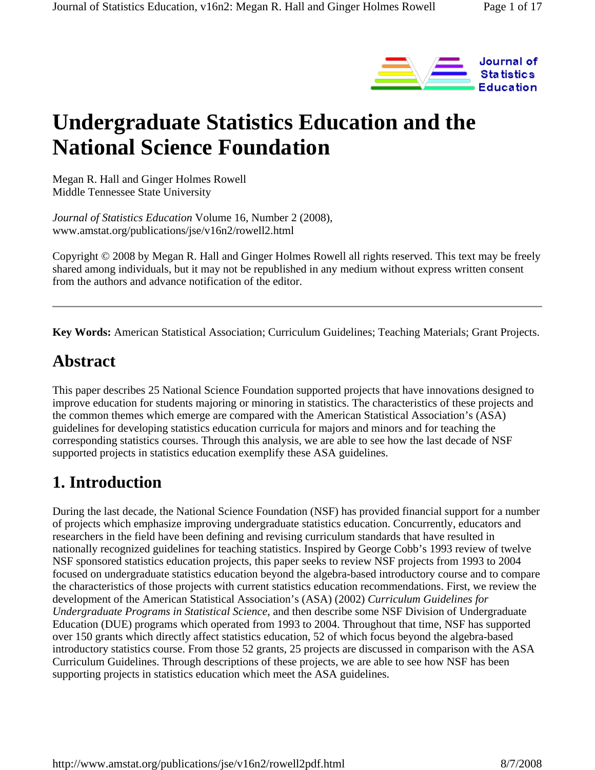# Undergraduate Statistics Education and the National Science Foundation

Megan R. Hall and Ginger Holmes Rowell
Middle Tennessee State University

*Journal of Statistics Education* Volume 16, Number 2 (2008),
www.amstat.org/publications/jse/v16n2/rowell2.html

Copyright © 2008 by Megan R. Hall and Ginger Holmes Rowell all rights reserved. This text may be freely shared among individuals, but it may not be republished in any medium without express written consent from the authors and advance notification of the editor.

---

**Key Words:** American Statistical Association; Curriculum Guidelines; Teaching Materials; Grant Projects.

## Abstract

This paper describes 25 National Science Foundation supported projects that have innovations designed to improve education for students majoring or minoring in statistics. The characteristics of these projects and the common themes which emerge are compared with the American Statistical Association's (ASA) guidelines for developing statistics education curricula for majors and minors and for teaching the corresponding statistics courses. Through this analysis, we are able to see how the last decade of NSF supported projects in statistics education exemplify these ASA guidelines.

## 1. Introduction

During the last decade, the National Science Foundation (NSF) has provided financial support for a number of projects which emphasize improving undergraduate statistics education. Concurrently, educators and researchers in the field have been defining and revising curriculum standards that have resulted in nationally recognized guidelines for teaching statistics. Inspired by George Cobb's 1993 review of twelve NSF sponsored statistics education projects, this paper seeks to review NSF projects from 1993 to 2004 focused on undergraduate statistics education beyond the algebra-based introductory course and to compare the characteristics of those projects with current statistics education recommendations. First, we review the development of the American Statistical Association's (ASA) (2002) *Curriculum Guidelines for Undergraduate Programs in Statistical Science*, and then describe some NSF Division of Undergraduate Education (DUE) programs which operated from 1993 to 2004. Throughout that time, NSF has supported over 150 grants which directly affect statistics education, 52 of which focus beyond the algebra-based introductory statistics course. From those 52 grants, 25 projects are discussed in comparison with the ASA Curriculum Guidelines. Through descriptions of these projects, we are able to see how NSF has been supporting projects in statistics education which meet the ASA guidelines.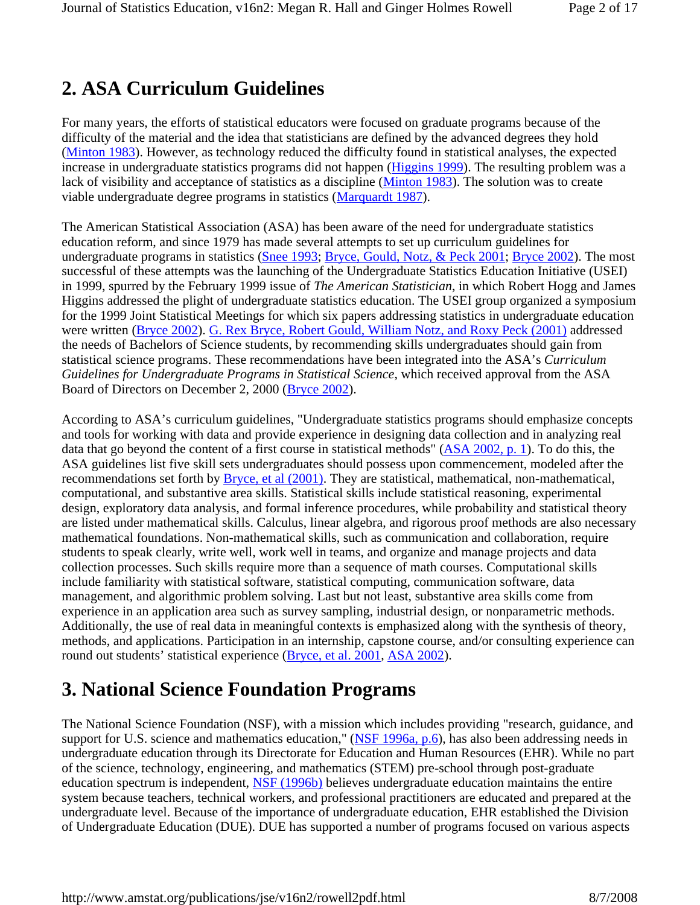## 2. ASA Curriculum Guidelines

For many years, the efforts of statistical educators were focused on graduate programs because of the difficulty of the material and the idea that statisticians are defined by the advanced degrees they hold (Minton 1983). However, as technology reduced the difficulty found in statistical analyses, the expected increase in undergraduate statistics programs did not happen (Higgins 1999). The resulting problem was a lack of visibility and acceptance of statistics as a discipline (Minton 1983). The solution was to create viable undergraduate degree programs in statistics (Marquardt 1987).

The American Statistical Association (ASA) has been aware of the need for undergraduate statistics education reform, and since 1979 has made several attempts to set up curriculum guidelines for undergraduate programs in statistics (Snee 1993; Bryce, Gould, Notz, & Peck 2001; Bryce 2002). The most successful of these attempts was the launching of the Undergraduate Statistics Education Initiative (USEI) in 1999, spurred by the February 1999 issue of *The American Statistician*, in which Robert Hogg and James Higgins addressed the plight of undergraduate statistics education. The USEI group organized a symposium for the 1999 Joint Statistical Meetings for which six papers addressing statistics in undergraduate education were written (Bryce 2002). G. Rex Bryce, Robert Gould, William Notz, and Roxy Peck (2001) addressed the needs of Bachelors of Science students, by recommending skills undergraduates should gain from statistical science programs. These recommendations have been integrated into the ASA's *Curriculum Guidelines for Undergraduate Programs in Statistical Science*, which received approval from the ASA Board of Directors on December 2, 2000 (Bryce 2002).

According to ASA's curriculum guidelines, "Undergraduate statistics programs should emphasize concepts and tools for working with data and provide experience in designing data collection and in analyzing real data that go beyond the content of a first course in statistical methods" (ASA 2002, p. 1). To do this, the ASA guidelines list five skill sets undergraduates should possess upon commencement, modeled after the recommendations set forth by Bryce, et al (2001). They are statistical, mathematical, non-mathematical, computational, and substantive area skills. Statistical skills include statistical reasoning, experimental design, exploratory data analysis, and formal inference procedures, while probability and statistical theory are listed under mathematical skills. Calculus, linear algebra, and rigorous proof methods are also necessary mathematical foundations. Non-mathematical skills, such as communication and collaboration, require students to speak clearly, write well, work well in teams, and organize and manage projects and data collection processes. Such skills require more than a sequence of math courses. Computational skills include familiarity with statistical software, statistical computing, communication software, data management, and algorithmic problem solving. Last but not least, substantive area skills come from experience in an application area such as survey sampling, industrial design, or nonparametric methods. Additionally, the use of real data in meaningful contexts is emphasized along with the synthesis of theory, methods, and applications. Participation in an internship, capstone course, and/or consulting experience can round out students' statistical experience (Bryce, et al. 2001, ASA 2002).

## 3. National Science Foundation Programs

The National Science Foundation (NSF), with a mission which includes providing "research, guidance, and support for U.S. science and mathematics education," (NSF 1996a, p.6), has also been addressing needs in undergraduate education through its Directorate for Education and Human Resources (EHR). While no part of the science, technology, engineering, and mathematics (STEM) pre-school through post-graduate education spectrum is independent, NSF (1996b) believes undergraduate education maintains the entire system because teachers, technical workers, and professional practitioners are educated and prepared at the undergraduate level. Because of the importance of undergraduate education, EHR established the Division of Undergraduate Education (DUE). DUE has supported a number of programs focused on various aspects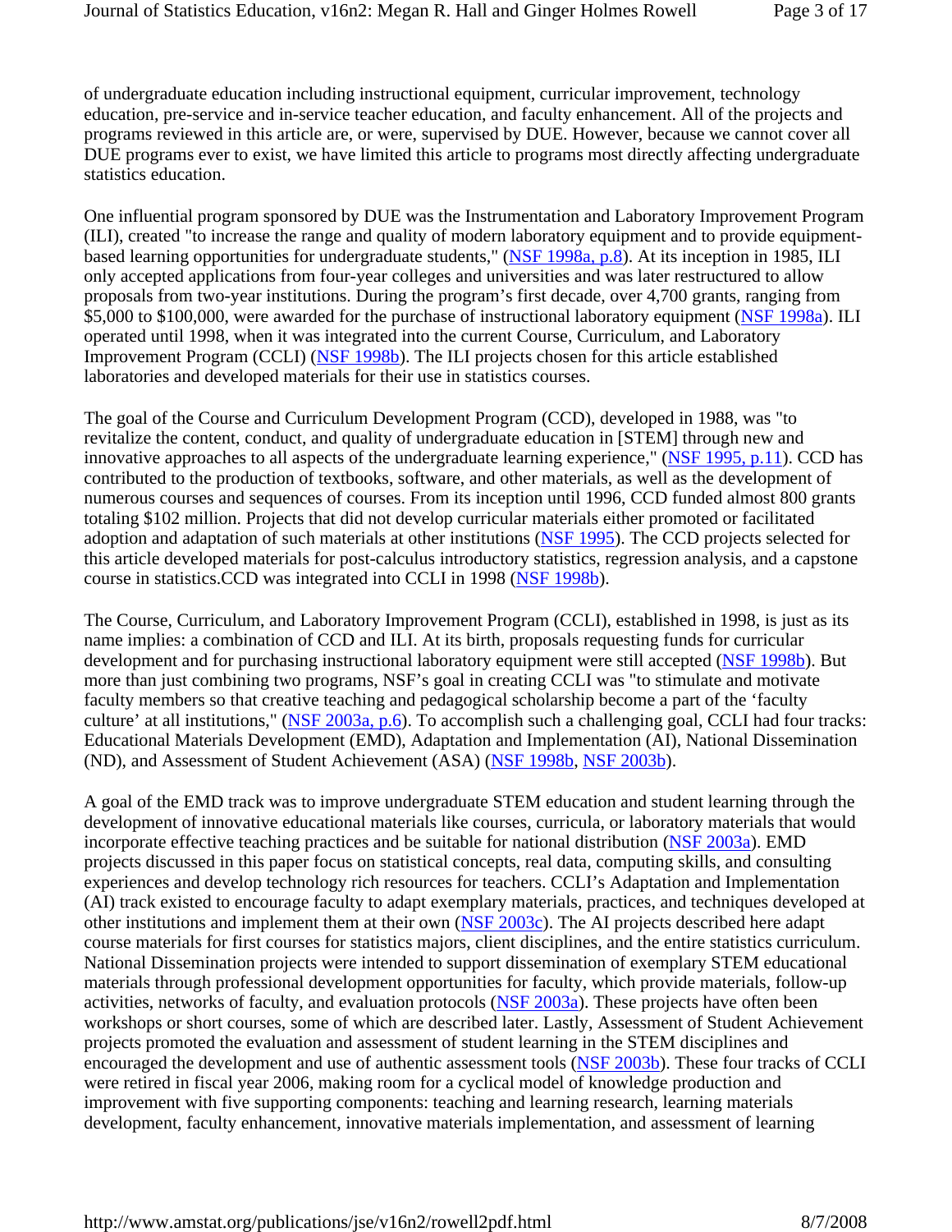of undergraduate education including instructional equipment, curricular improvement, technology education, pre-service and in-service teacher education, and faculty enhancement. All of the projects and programs reviewed in this article are, or were, supervised by DUE. However, because we cannot cover all DUE programs ever to exist, we have limited this article to programs most directly affecting undergraduate statistics education.

One influential program sponsored by DUE was the Instrumentation and Laboratory Improvement Program (ILI), created "to increase the range and quality of modern laboratory equipment and to provide equipment-based learning opportunities for undergraduate students," (NSF 1998a, p.8). At its inception in 1985, ILI only accepted applications from four-year colleges and universities and was later restructured to allow proposals from two-year institutions. During the program's first decade, over 4,700 grants, ranging from \$5,000 to \$100,000, were awarded for the purchase of instructional laboratory equipment (NSF 1998a). ILI operated until 1998, when it was integrated into the current Course, Curriculum, and Laboratory Improvement Program (CCLI) (NSF 1998b). The ILI projects chosen for this article established laboratories and developed materials for their use in statistics courses.

The goal of the Course and Curriculum Development Program (CCD), developed in 1988, was "to revitalize the content, conduct, and quality of undergraduate education in [STEM] through new and innovative approaches to all aspects of the undergraduate learning experience," (NSF 1995, p.11). CCD has contributed to the production of textbooks, software, and other materials, as well as the development of numerous courses and sequences of courses. From its inception until 1996, CCD funded almost 800 grants totaling \$102 million. Projects that did not develop curricular materials either promoted or facilitated adoption and adaptation of such materials at other institutions (NSF 1995). The CCD projects selected for this article developed materials for post-calculus introductory statistics, regression analysis, and a capstone course in statistics.CCD was integrated into CCLI in 1998 (NSF 1998b).

The Course, Curriculum, and Laboratory Improvement Program (CCLI), established in 1998, is just as its name implies: a combination of CCD and ILI. At its birth, proposals requesting funds for curricular development and for purchasing instructional laboratory equipment were still accepted (NSF 1998b). But more than just combining two programs, NSF's goal in creating CCLI was "to stimulate and motivate faculty members so that creative teaching and pedagogical scholarship become a part of the 'faculty culture' at all institutions," (NSF 2003a, p.6). To accomplish such a challenging goal, CCLI had four tracks: Educational Materials Development (EMD), Adaptation and Implementation (AI), National Dissemination (ND), and Assessment of Student Achievement (ASA) (NSF 1998b, NSF 2003b).

A goal of the EMD track was to improve undergraduate STEM education and student learning through the development of innovative educational materials like courses, curricula, or laboratory materials that would incorporate effective teaching practices and be suitable for national distribution (NSF 2003a). EMD projects discussed in this paper focus on statistical concepts, real data, computing skills, and consulting experiences and develop technology rich resources for teachers. CCLI's Adaptation and Implementation (AI) track existed to encourage faculty to adapt exemplary materials, practices, and techniques developed at other institutions and implement them at their own (NSF 2003c). The AI projects described here adapt course materials for first courses for statistics majors, client disciplines, and the entire statistics curriculum. National Dissemination projects were intended to support dissemination of exemplary STEM educational materials through professional development opportunities for faculty, which provide materials, follow-up activities, networks of faculty, and evaluation protocols (NSF 2003a). These projects have often been workshops or short courses, some of which are described later. Lastly, Assessment of Student Achievement projects promoted the evaluation and assessment of student learning in the STEM disciplines and encouraged the development and use of authentic assessment tools (NSF 2003b). These four tracks of CCLI were retired in fiscal year 2006, making room for a cyclical model of knowledge production and improvement with five supporting components: teaching and learning research, learning materials development, faculty enhancement, innovative materials implementation, and assessment of learning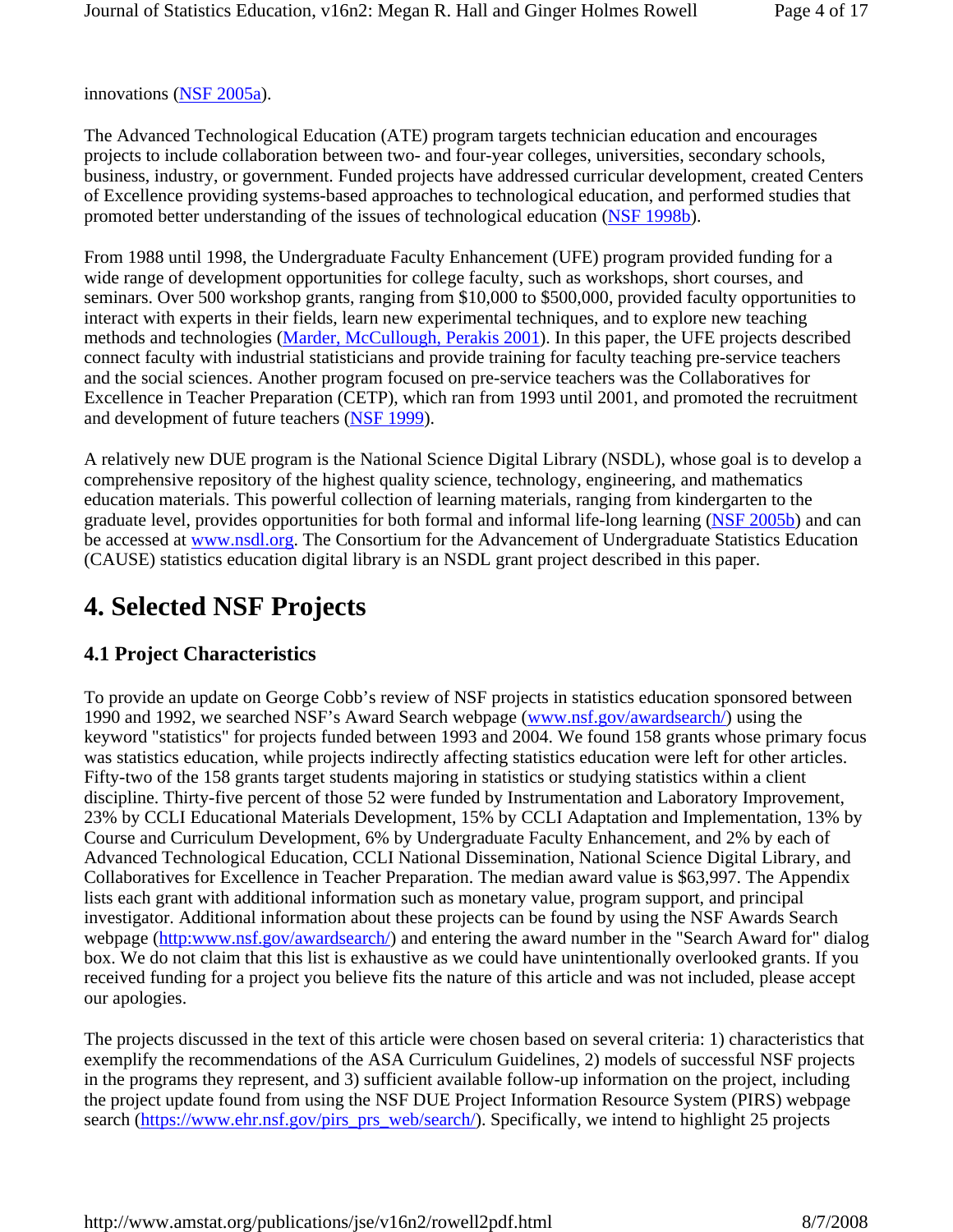innovations (NSF 2005a).

The Advanced Technological Education (ATE) program targets technician education and encourages projects to include collaboration between two- and four-year colleges, universities, secondary schools, business, industry, or government. Funded projects have addressed curricular development, created Centers of Excellence providing systems-based approaches to technological education, and performed studies that promoted better understanding of the issues of technological education (NSF 1998b).

From 1988 until 1998, the Undergraduate Faculty Enhancement (UFE) program provided funding for a wide range of development opportunities for college faculty, such as workshops, short courses, and seminars. Over 500 workshop grants, ranging from $10,000 to $500,000, provided faculty opportunities to interact with experts in their fields, learn new experimental techniques, and to explore new teaching methods and technologies (Marder, McCullough, Perakis 2001). In this paper, the UFE projects described connect faculty with industrial statisticians and provide training for faculty teaching pre-service teachers and the social sciences. Another program focused on pre-service teachers was the Collaboratives for Excellence in Teacher Preparation (CETP), which ran from 1993 until 2001, and promoted the recruitment and development of future teachers (NSF 1999).

A relatively new DUE program is the National Science Digital Library (NSDL), whose goal is to develop a comprehensive repository of the highest quality science, technology, engineering, and mathematics education materials. This powerful collection of learning materials, ranging from kindergarten to the graduate level, provides opportunities for both formal and informal life-long learning (NSF 2005b) and can be accessed at www.nsdl.org. The Consortium for the Advancement of Undergraduate Statistics Education (CAUSE) statistics education digital library is an NSDL grant project described in this paper.

# 4. Selected NSF Projects

## 4.1 Project Characteristics

To provide an update on George Cobb's review of NSF projects in statistics education sponsored between 1990 and 1992, we searched NSF's Award Search webpage (www.nsf.gov/awardsearch/) using the keyword "statistics" for projects funded between 1993 and 2004. We found 158 grants whose primary focus was statistics education, while projects indirectly affecting statistics education were left for other articles. Fifty-two of the 158 grants target students majoring in statistics or studying statistics within a client discipline. Thirty-five percent of those 52 were funded by Instrumentation and Laboratory Improvement, 23% by CCLI Educational Materials Development, 15% by CCLI Adaptation and Implementation, 13% by Course and Curriculum Development, 6% by Undergraduate Faculty Enhancement, and 2% by each of Advanced Technological Education, CCLI National Dissemination, National Science Digital Library, and Collaboratives for Excellence in Teacher Preparation. The median award value is $63,997. The Appendix lists each grant with additional information such as monetary value, program support, and principal investigator. Additional information about these projects can be found by using the NSF Awards Search webpage (http:www.nsf.gov/awardsearch/) and entering the award number in the "Search Award for" dialog box. We do not claim that this list is exhaustive as we could have unintentionally overlooked grants. If you received funding for a project you believe fits the nature of this article and was not included, please accept our apologies.

The projects discussed in the text of this article were chosen based on several criteria: 1) characteristics that exemplify the recommendations of the ASA Curriculum Guidelines, 2) models of successful NSF projects in the programs they represent, and 3) sufficient available follow-up information on the project, including the project update found from using the NSF DUE Project Information Resource System (PIRS) webpage search (https://www.ehr.nsf.gov/pirs_prs_web/search/). Specifically, we intend to highlight 25 projects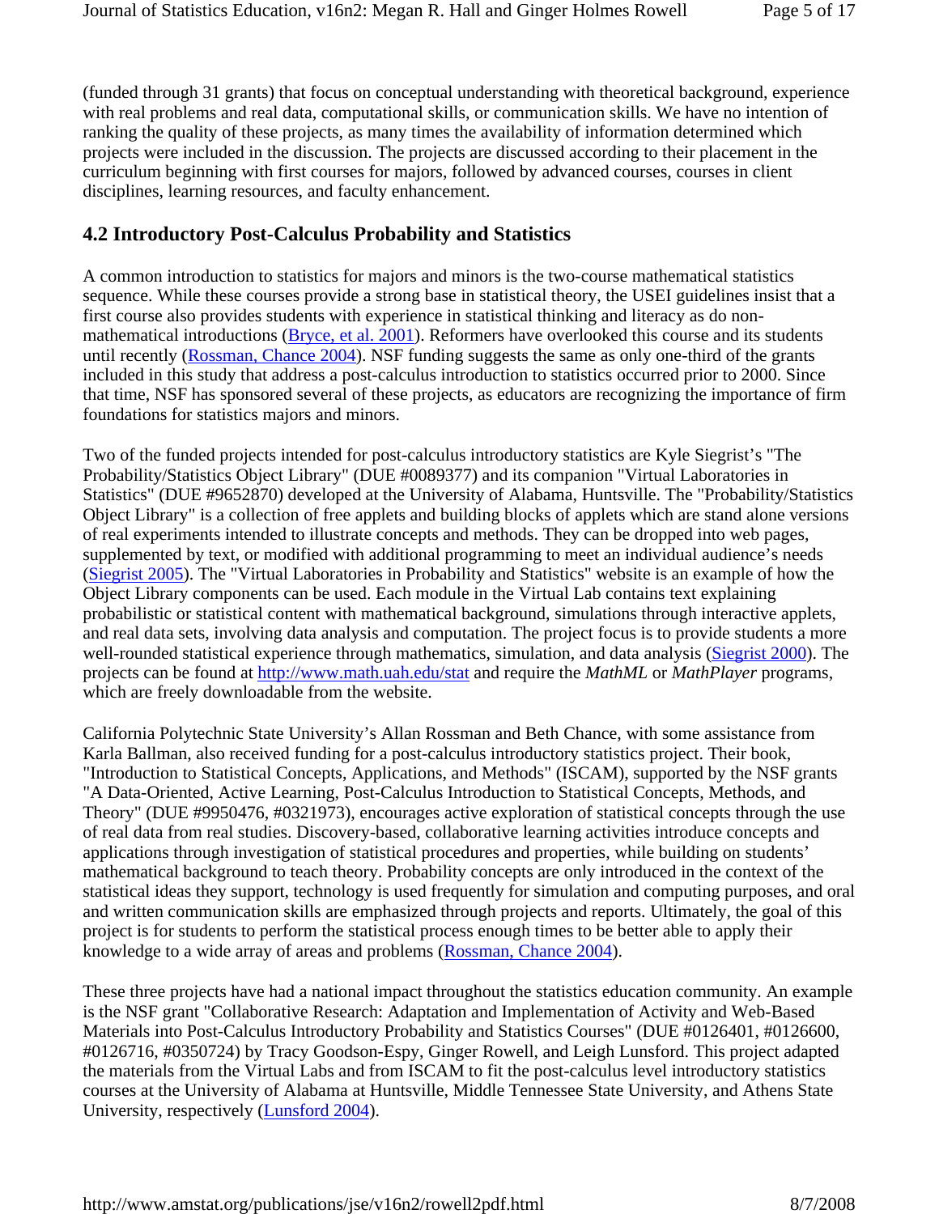(funded through 31 grants) that focus on conceptual understanding with theoretical background, experience with real problems and real data, computational skills, or communication skills. We have no intention of ranking the quality of these projects, as many times the availability of information determined which projects were included in the discussion. The projects are discussed according to their placement in the curriculum beginning with first courses for majors, followed by advanced courses, courses in client disciplines, learning resources, and faculty enhancement.

### 4.2 Introductory Post-Calculus Probability and Statistics

A common introduction to statistics for majors and minors is the two-course mathematical statistics sequence. While these courses provide a strong base in statistical theory, the USEI guidelines insist that a first course also provides students with experience in statistical thinking and literacy as do non-mathematical introductions (Bryce, et al. 2001). Reformers have overlooked this course and its students until recently (Rossman, Chance 2004). NSF funding suggests the same as only one-third of the grants included in this study that address a post-calculus introduction to statistics occurred prior to 2000. Since that time, NSF has sponsored several of these projects, as educators are recognizing the importance of firm foundations for statistics majors and minors.

Two of the funded projects intended for post-calculus introductory statistics are Kyle Siegrist's "The Probability/Statistics Object Library" (DUE #0089377) and its companion "Virtual Laboratories in Statistics" (DUE #9652870) developed at the University of Alabama, Huntsville. The "Probability/Statistics Object Library" is a collection of free applets and building blocks of applets which are stand alone versions of real experiments intended to illustrate concepts and methods. They can be dropped into web pages, supplemented by text, or modified with additional programming to meet an individual audience's needs (Siegrist 2005). The "Virtual Laboratories in Probability and Statistics" website is an example of how the Object Library components can be used. Each module in the Virtual Lab contains text explaining probabilistic or statistical content with mathematical background, simulations through interactive applets, and real data sets, involving data analysis and computation. The project focus is to provide students a more well-rounded statistical experience through mathematics, simulation, and data analysis (Siegrist 2000). The projects can be found at http://www.math.uah.edu/stat and require the *MathML* or *MathPlayer* programs, which are freely downloadable from the website.

California Polytechnic State University's Allan Rossman and Beth Chance, with some assistance from Karla Ballman, also received funding for a post-calculus introductory statistics project. Their book, "Introduction to Statistical Concepts, Applications, and Methods" (ISCAM), supported by the NSF grants "A Data-Oriented, Active Learning, Post-Calculus Introduction to Statistical Concepts, Methods, and Theory" (DUE #9950476, #0321973), encourages active exploration of statistical concepts through the use of real data from real studies. Discovery-based, collaborative learning activities introduce concepts and applications through investigation of statistical procedures and properties, while building on students' mathematical background to teach theory. Probability concepts are only introduced in the context of the statistical ideas they support, technology is used frequently for simulation and computing purposes, and oral and written communication skills are emphasized through projects and reports. Ultimately, the goal of this project is for students to perform the statistical process enough times to be better able to apply their knowledge to a wide array of areas and problems (Rossman, Chance 2004).

These three projects have had a national impact throughout the statistics education community. An example is the NSF grant "Collaborative Research: Adaptation and Implementation of Activity and Web-Based Materials into Post-Calculus Introductory Probability and Statistics Courses" (DUE #0126401, #0126600, #0126716, #0350724) by Tracy Goodson-Espy, Ginger Rowell, and Leigh Lunsford. This project adapted the materials from the Virtual Labs and from ISCAM to fit the post-calculus level introductory statistics courses at the University of Alabama at Huntsville, Middle Tennessee State University, and Athens State University, respectively (Lunsford 2004).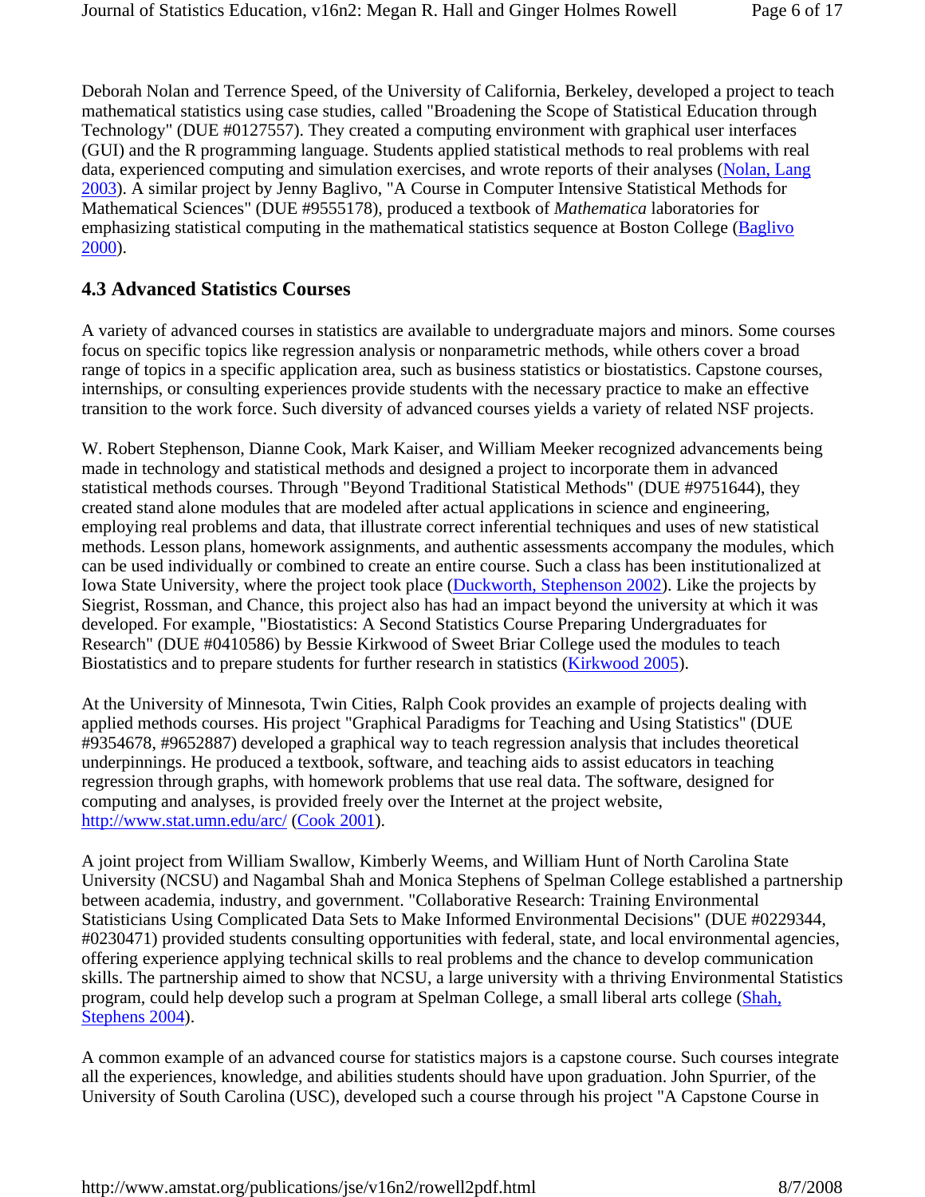Deborah Nolan and Terrence Speed, of the University of California, Berkeley, developed a project to teach mathematical statistics using case studies, called "Broadening the Scope of Statistical Education through Technology" (DUE #0127557). They created a computing environment with graphical user interfaces (GUI) and the R programming language. Students applied statistical methods to real problems with real data, experienced computing and simulation exercises, and wrote reports of their analyses (Nolan, Lang 2003). A similar project by Jenny Baglivo, "A Course in Computer Intensive Statistical Methods for Mathematical Sciences" (DUE #9555178), produced a textbook of *Mathematica* laboratories for emphasizing statistical computing in the mathematical statistics sequence at Boston College (Baglivo 2000).

### 4.3 Advanced Statistics Courses

A variety of advanced courses in statistics are available to undergraduate majors and minors. Some courses focus on specific topics like regression analysis or nonparametric methods, while others cover a broad range of topics in a specific application area, such as business statistics or biostatistics. Capstone courses, internships, or consulting experiences provide students with the necessary practice to make an effective transition to the work force. Such diversity of advanced courses yields a variety of related NSF projects.

W. Robert Stephenson, Dianne Cook, Mark Kaiser, and William Meeker recognized advancements being made in technology and statistical methods and designed a project to incorporate them in advanced statistical methods courses. Through "Beyond Traditional Statistical Methods" (DUE #9751644), they created stand alone modules that are modeled after actual applications in science and engineering, employing real problems and data, that illustrate correct inferential techniques and uses of new statistical methods. Lesson plans, homework assignments, and authentic assessments accompany the modules, which can be used individually or combined to create an entire course. Such a class has been institutionalized at Iowa State University, where the project took place (Duckworth, Stephenson 2002). Like the projects by Siegrist, Rossman, and Chance, this project also has had an impact beyond the university at which it was developed. For example, "Biostatistics: A Second Statistics Course Preparing Undergraduates for Research" (DUE #0410586) by Bessie Kirkwood of Sweet Briar College used the modules to teach Biostatistics and to prepare students for further research in statistics (Kirkwood 2005).

At the University of Minnesota, Twin Cities, Ralph Cook provides an example of projects dealing with applied methods courses. His project "Graphical Paradigms for Teaching and Using Statistics" (DUE #9354678, #9652887) developed a graphical way to teach regression analysis that includes theoretical underpinnings. He produced a textbook, software, and teaching aids to assist educators in teaching regression through graphs, with homework problems that use real data. The software, designed for computing and analyses, is provided freely over the Internet at the project website, http://www.stat.umn.edu/arc/ (Cook 2001).

A joint project from William Swallow, Kimberly Weems, and William Hunt of North Carolina State University (NCSU) and Nagambal Shah and Monica Stephens of Spelman College established a partnership between academia, industry, and government. "Collaborative Research: Training Environmental Statisticians Using Complicated Data Sets to Make Informed Environmental Decisions" (DUE #0229344, #0230471) provided students consulting opportunities with federal, state, and local environmental agencies, offering experience applying technical skills to real problems and the chance to develop communication skills. The partnership aimed to show that NCSU, a large university with a thriving Environmental Statistics program, could help develop such a program at Spelman College, a small liberal arts college (Shah, Stephens 2004).

A common example of an advanced course for statistics majors is a capstone course. Such courses integrate all the experiences, knowledge, and abilities students should have upon graduation. John Spurrier, of the University of South Carolina (USC), developed such a course through his project "A Capstone Course in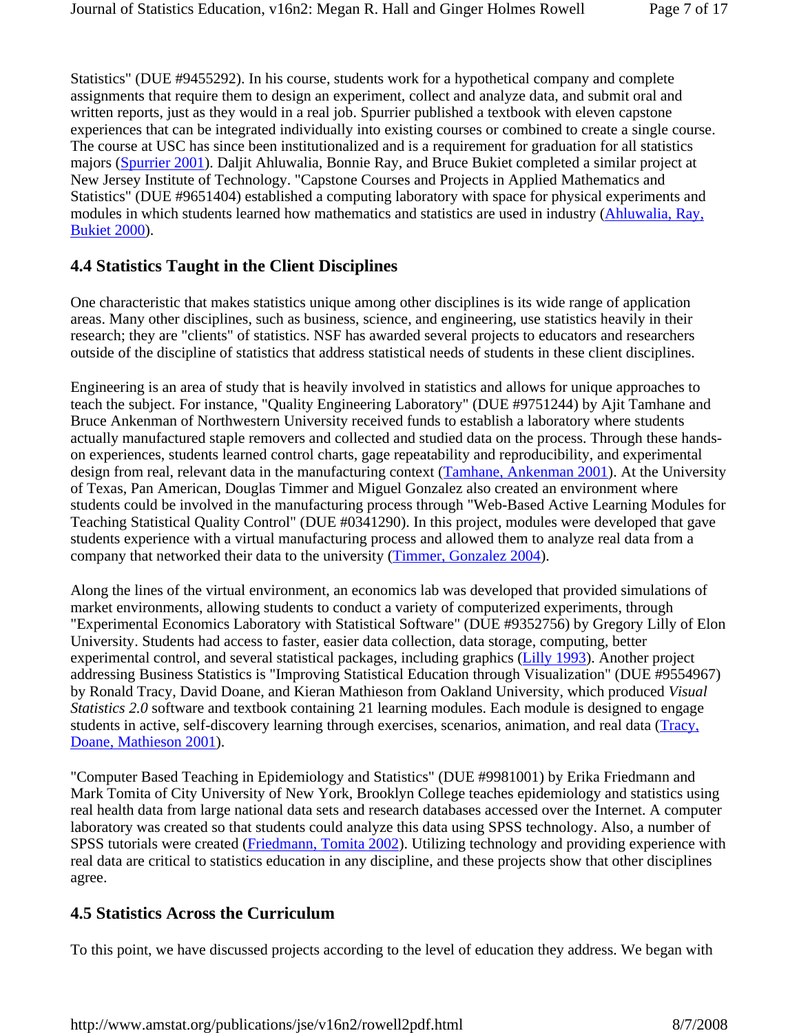Statistics" (DUE #9455292). In his course, students work for a hypothetical company and complete assignments that require them to design an experiment, collect and analyze data, and submit oral and written reports, just as they would in a real job. Spurrier published a textbook with eleven capstone experiences that can be integrated individually into existing courses or combined to create a single course. The course at USC has since been institutionalized and is a requirement for graduation for all statistics majors (Spurrier 2001). Daljit Ahluwalia, Bonnie Ray, and Bruce Bukiet completed a similar project at New Jersey Institute of Technology. "Capstone Courses and Projects in Applied Mathematics and Statistics" (DUE #9651404) established a computing laboratory with space for physical experiments and modules in which students learned how mathematics and statistics are used in industry (Ahluwalia, Ray, Bukiet 2000).

### 4.4 Statistics Taught in the Client Disciplines

One characteristic that makes statistics unique among other disciplines is its wide range of application areas. Many other disciplines, such as business, science, and engineering, use statistics heavily in their research; they are "clients" of statistics. NSF has awarded several projects to educators and researchers outside of the discipline of statistics that address statistical needs of students in these client disciplines.

Engineering is an area of study that is heavily involved in statistics and allows for unique approaches to teach the subject. For instance, "Quality Engineering Laboratory" (DUE #9751244) by Ajit Tamhane and Bruce Ankenman of Northwestern University received funds to establish a laboratory where students actually manufactured staple removers and collected and studied data on the process. Through these hands-on experiences, students learned control charts, gage repeatability and reproducibility, and experimental design from real, relevant data in the manufacturing context (Tamhane, Ankenman 2001). At the University of Texas, Pan American, Douglas Timmer and Miguel Gonzalez also created an environment where students could be involved in the manufacturing process through "Web-Based Active Learning Modules for Teaching Statistical Quality Control" (DUE #0341290). In this project, modules were developed that gave students experience with a virtual manufacturing process and allowed them to analyze real data from a company that networked their data to the university (Timmer, Gonzalez 2004).

Along the lines of the virtual environment, an economics lab was developed that provided simulations of market environments, allowing students to conduct a variety of computerized experiments, through "Experimental Economics Laboratory with Statistical Software" (DUE #9352756) by Gregory Lilly of Elon University. Students had access to faster, easier data collection, data storage, computing, better experimental control, and several statistical packages, including graphics (Lilly 1993). Another project addressing Business Statistics is "Improving Statistical Education through Visualization" (DUE #9554967) by Ronald Tracy, David Doane, and Kieran Mathieson from Oakland University, which produced *Visual Statistics 2.0* software and textbook containing 21 learning modules. Each module is designed to engage students in active, self-discovery learning through exercises, scenarios, animation, and real data (Tracy, Doane, Mathieson 2001).

"Computer Based Teaching in Epidemiology and Statistics" (DUE #9981001) by Erika Friedmann and Mark Tomita of City University of New York, Brooklyn College teaches epidemiology and statistics using real health data from large national data sets and research databases accessed over the Internet. A computer laboratory was created so that students could analyze this data using SPSS technology. Also, a number of SPSS tutorials were created (Friedmann, Tomita 2002). Utilizing technology and providing experience with real data are critical to statistics education in any discipline, and these projects show that other disciplines agree.

### 4.5 Statistics Across the Curriculum

To this point, we have discussed projects according to the level of education they address. We began with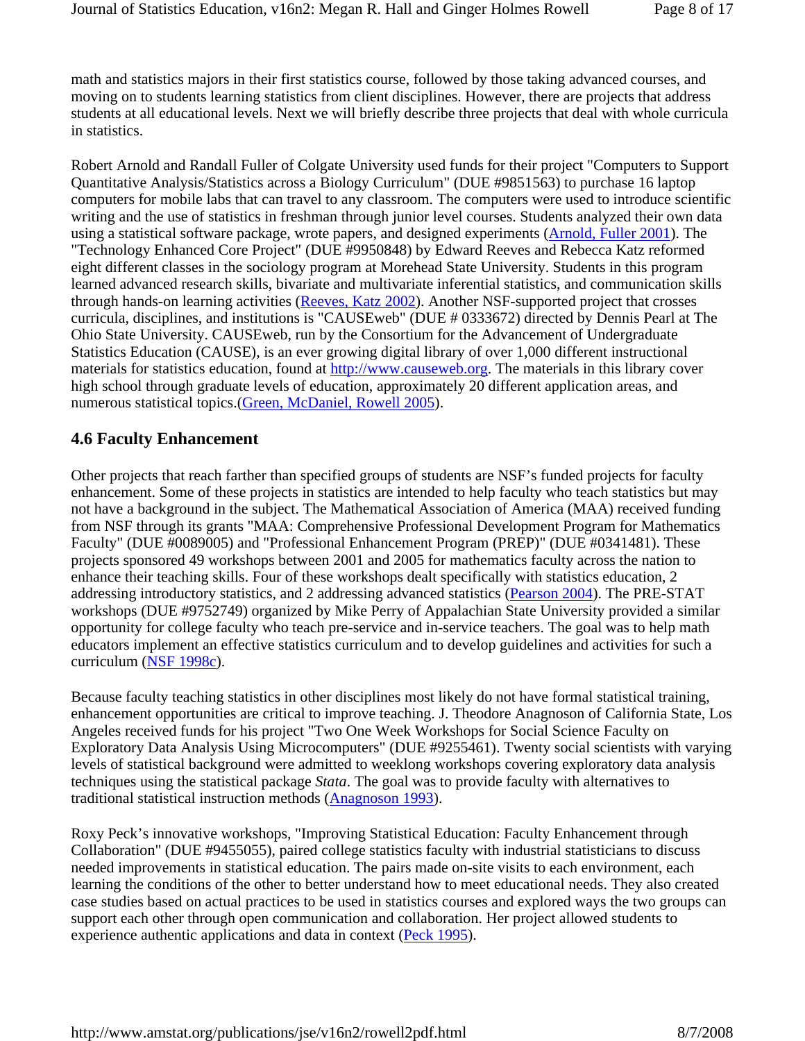math and statistics majors in their first statistics course, followed by those taking advanced courses, and moving on to students learning statistics from client disciplines. However, there are projects that address students at all educational levels. Next we will briefly describe three projects that deal with whole curricula in statistics.

Robert Arnold and Randall Fuller of Colgate University used funds for their project "Computers to Support Quantitative Analysis/Statistics across a Biology Curriculum" (DUE #9851563) to purchase 16 laptop computers for mobile labs that can travel to any classroom. The computers were used to introduce scientific writing and the use of statistics in freshman through junior level courses. Students analyzed their own data using a statistical software package, wrote papers, and designed experiments (Arnold, Fuller 2001). The "Technology Enhanced Core Project" (DUE #9950848) by Edward Reeves and Rebecca Katz reformed eight different classes in the sociology program at Morehead State University. Students in this program learned advanced research skills, bivariate and multivariate inferential statistics, and communication skills through hands-on learning activities (Reeves, Katz 2002). Another NSF-supported project that crosses curricula, disciplines, and institutions is "CAUSEweb" (DUE # 0333672) directed by Dennis Pearl at The Ohio State University. CAUSEweb, run by the Consortium for the Advancement of Undergraduate Statistics Education (CAUSE), is an ever growing digital library of over 1,000 different instructional materials for statistics education, found at http://www.causeweb.org. The materials in this library cover high school through graduate levels of education, approximately 20 different application areas, and numerous statistical topics.(Green, McDaniel, Rowell 2005).

### 4.6 Faculty Enhancement

Other projects that reach farther than specified groups of students are NSF's funded projects for faculty enhancement. Some of these projects in statistics are intended to help faculty who teach statistics but may not have a background in the subject. The Mathematical Association of America (MAA) received funding from NSF through its grants "MAA: Comprehensive Professional Development Program for Mathematics Faculty" (DUE #0089005) and "Professional Enhancement Program (PREP)" (DUE #0341481). These projects sponsored 49 workshops between 2001 and 2005 for mathematics faculty across the nation to enhance their teaching skills. Four of these workshops dealt specifically with statistics education, 2 addressing introductory statistics, and 2 addressing advanced statistics (Pearson 2004). The PRE-STAT workshops (DUE #9752749) organized by Mike Perry of Appalachian State University provided a similar opportunity for college faculty who teach pre-service and in-service teachers. The goal was to help math educators implement an effective statistics curriculum and to develop guidelines and activities for such a curriculum (NSF 1998c).

Because faculty teaching statistics in other disciplines most likely do not have formal statistical training, enhancement opportunities are critical to improve teaching. J. Theodore Anagnoson of California State, Los Angeles received funds for his project "Two One Week Workshops for Social Science Faculty on Exploratory Data Analysis Using Microcomputers" (DUE #9255461). Twenty social scientists with varying levels of statistical background were admitted to weeklong workshops covering exploratory data analysis techniques using the statistical package *Stata*. The goal was to provide faculty with alternatives to traditional statistical instruction methods (Anagnoson 1993).

Roxy Peck's innovative workshops, "Improving Statistical Education: Faculty Enhancement through Collaboration" (DUE #9455055), paired college statistics faculty with industrial statisticians to discuss needed improvements in statistical education. The pairs made on-site visits to each environment, each learning the conditions of the other to better understand how to meet educational needs. They also created case studies based on actual practices to be used in statistics courses and explored ways the two groups can support each other through open communication and collaboration. Her project allowed students to experience authentic applications and data in context (Peck 1995).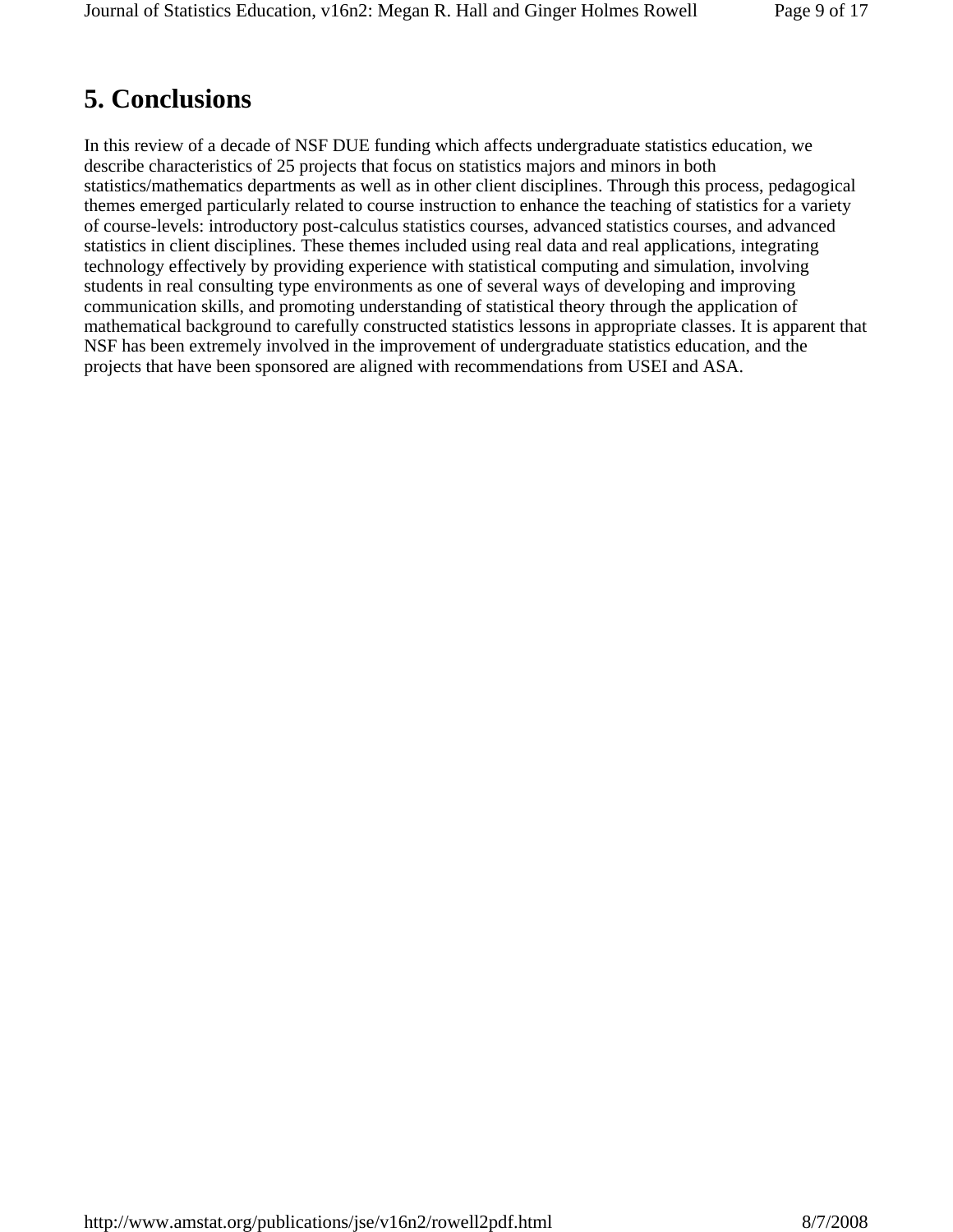## 5. Conclusions

In this review of a decade of NSF DUE funding which affects undergraduate statistics education, we describe characteristics of 25 projects that focus on statistics majors and minors in both statistics/mathematics departments as well as in other client disciplines. Through this process, pedagogical themes emerged particularly related to course instruction to enhance the teaching of statistics for a variety of course-levels: introductory post-calculus statistics courses, advanced statistics courses, and advanced statistics in client disciplines. These themes included using real data and real applications, integrating technology effectively by providing experience with statistical computing and simulation, involving students in real consulting type environments as one of several ways of developing and improving communication skills, and promoting understanding of statistical theory through the application of mathematical background to carefully constructed statistics lessons in appropriate classes. It is apparent that NSF has been extremely involved in the improvement of undergraduate statistics education, and the projects that have been sponsored are aligned with recommendations from USEI and ASA.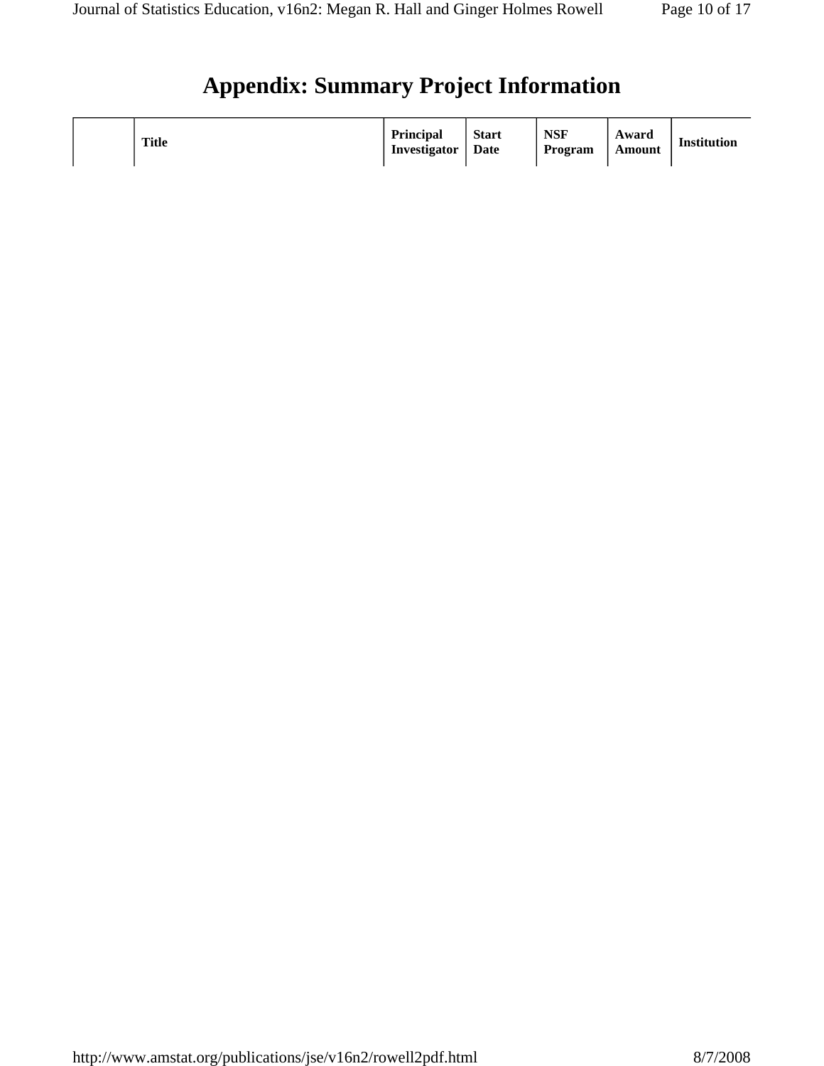# Appendix: Summary Project Information

| | Title | Principal Investigator | Start Date | NSF Program | Award Amount | Institution |
|---|---|---|---|---|---|---|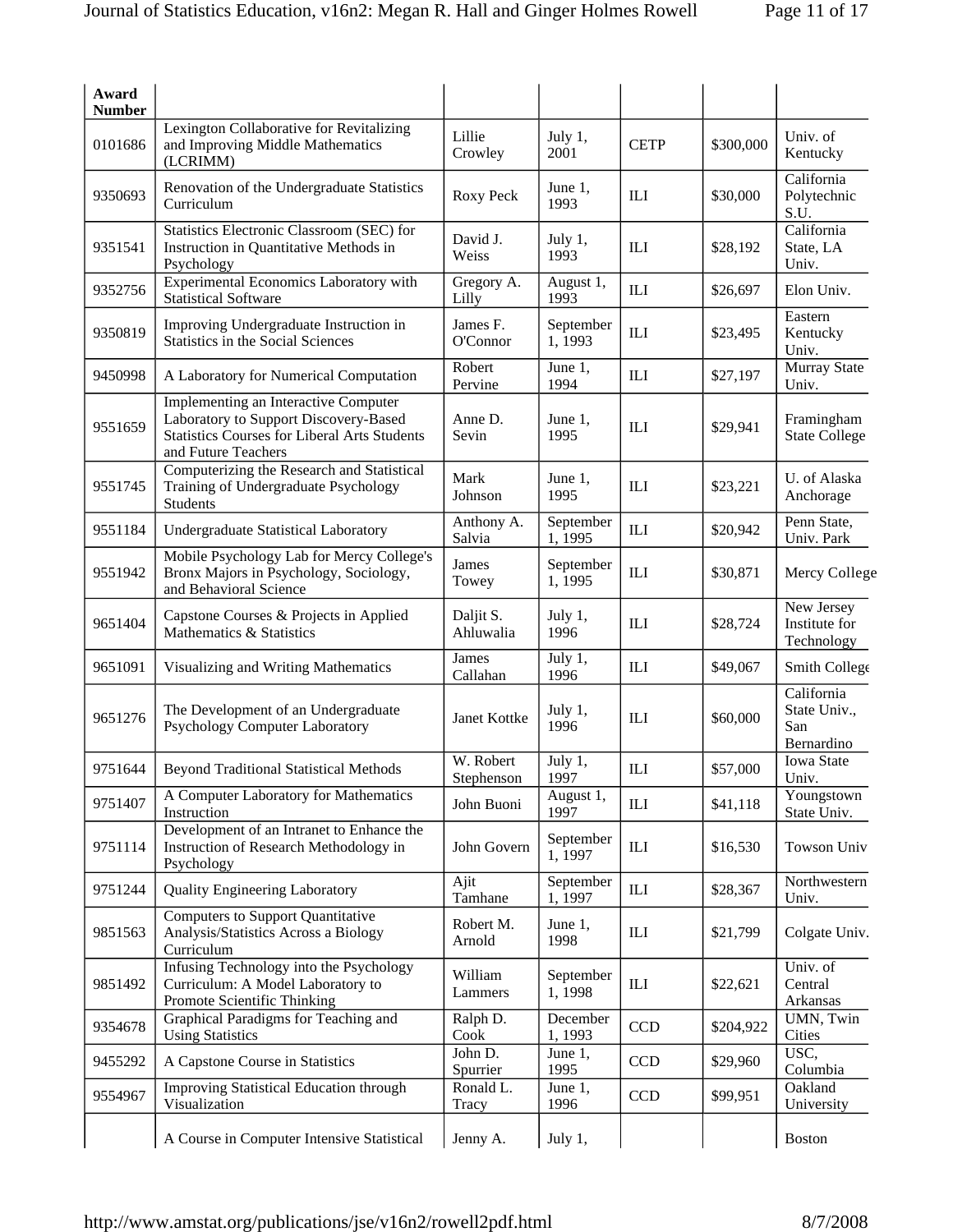| Award Number | | | | | | |
|---|---|---|---|---|---|---|
| 0101686 | Lexington Collaborative for Revitalizing and Improving Middle Mathematics (LCRIMM) | Lillie Crowley | July 1, 2001 | CETP | $300,000 | Univ. of Kentucky |
| 9350693 | Renovation of the Undergraduate Statistics Curriculum | Roxy Peck | June 1, 1993 | ILI | $30,000 | California Polytechnic S.U. |
| 9351541 | Statistics Electronic Classroom (SEC) for Instruction in Quantitative Methods in Psychology | David J. Weiss | July 1, 1993 | ILI | $28,192 | California State, LA Univ. |
| 9352756 | Experimental Economics Laboratory with Statistical Software | Gregory A. Lilly | August 1, 1993 | ILI | $26,697 | Elon Univ. |
| 9350819 | Improving Undergraduate Instruction in Statistics in the Social Sciences | James F. O'Connor | September 1, 1993 | ILI | $23,495 | Eastern Kentucky Univ. |
| 9450998 | A Laboratory for Numerical Computation | Robert Pervine | June 1, 1994 | ILI | $27,197 | Murray State Univ. |
| 9551659 | Implementing an Interactive Computer Laboratory to Support Discovery-Based Statistics Courses for Liberal Arts Students and Future Teachers | Anne D. Sevin | June 1, 1995 | ILI | $29,941 | Framingham State College |
| 9551745 | Computerizing the Research and Statistical Training of Undergraduate Psychology Students | Mark Johnson | June 1, 1995 | ILI | $23,221 | U. of Alaska Anchorage |
| 9551184 | Undergraduate Statistical Laboratory | Anthony A. Salvia | September 1, 1995 | ILI | $20,942 | Penn State, Univ. Park |
| 9551942 | Mobile Psychology Lab for Mercy College's Bronx Majors in Psychology, Sociology, and Behavioral Science | James Towey | September 1, 1995 | ILI | $30,871 | Mercy College |
| 9651404 | Capstone Courses & Projects in Applied Mathematics & Statistics | Daljit S. Ahluwalia | July 1, 1996 | ILI | $28,724 | New Jersey Institute for Technology |
| 9651091 | Visualizing and Writing Mathematics | James Callahan | July 1, 1996 | ILI | $49,067 | Smith College |
| 9651276 | The Development of an Undergraduate Psychology Computer Laboratory | Janet Kottke | July 1, 1996 | ILI | $60,000 | California State Univ., San Bernardino |
| 9751644 | Beyond Traditional Statistical Methods | W. Robert Stephenson | July 1, 1997 | ILI | $57,000 | Iowa State Univ. |
| 9751407 | A Computer Laboratory for Mathematics Instruction | John Buoni | August 1, 1997 | ILI | $41,118 | Youngstown State Univ. |
| 9751114 | Development of an Intranet to Enhance the Instruction of Research Methodology in Psychology | John Govern | September 1, 1997 | ILI | $16,530 | Towson Univ |
| 9751244 | Quality Engineering Laboratory | Ajit Tamhane | September 1, 1997 | ILI | $28,367 | Northwestern Univ. |
| 9851563 | Computers to Support Quantitative Analysis/Statistics Across a Biology Curriculum | Robert M. Arnold | June 1, 1998 | ILI | $21,799 | Colgate Univ. |
| 9851492 | Infusing Technology into the Psychology Curriculum: A Model Laboratory to Promote Scientific Thinking | William Lammers | September 1, 1998 | ILI | $22,621 | Univ. of Central Arkansas |
| 9354678 | Graphical Paradigms for Teaching and Using Statistics | Ralph D. Cook | December 1, 1993 | CCD | $204,922 | UMN, Twin Cities |
| 9455292 | A Capstone Course in Statistics | John D. Spurrier | June 1, 1995 | CCD | $29,960 | USC, Columbia |
| 9554967 | Improving Statistical Education through Visualization | Ronald L. Tracy | June 1, 1996 | CCD | $99,951 | Oakland University |
| | A Course in Computer Intensive Statistical | Jenny A. | July 1, | | | Boston |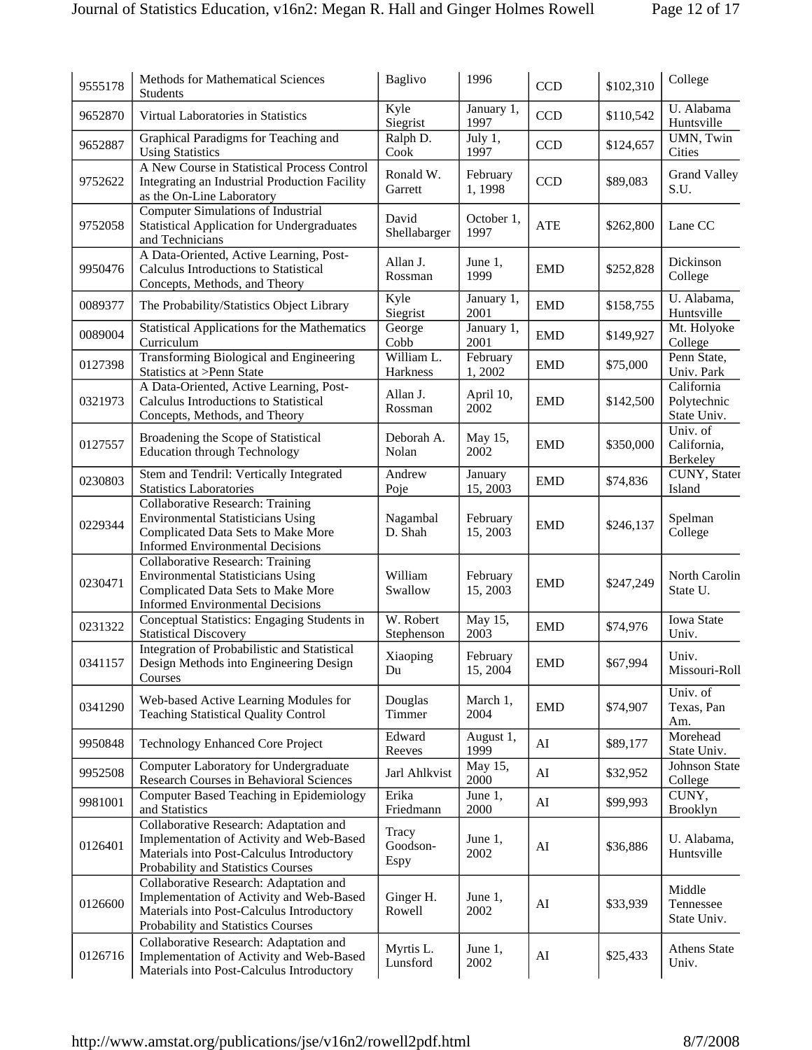| | | | | | | |
|---|---|---|---|---|---|---|
| 9555178 | Methods for Mathematical Sciences Students | Baglivo | 1996 | CCD | $102,310 | College |
| 9652870 | Virtual Laboratories in Statistics | Kyle Siegrist | January 1, 1997 | CCD | $110,542 | U. Alabama Huntsville |
| 9652887 | Graphical Paradigms for Teaching and Using Statistics | Ralph D. Cook | July 1, 1997 | CCD | $124,657 | UMN, Twin Cities |
| 9752622 | A New Course in Statistical Process Control Integrating an Industrial Production Facility as the On-Line Laboratory | Ronald W. Garrett | February 1, 1998 | CCD | $89,083 | Grand Valley S.U. |
| 9752058 | Computer Simulations of Industrial Statistical Application for Undergraduates and Technicians | David Shellabarger | October 1, 1997 | ATE | $262,800 | Lane CC |
| 9950476 | A Data-Oriented, Active Learning, Post-Calculus Introductions to Statistical Concepts, Methods, and Theory | Allan J. Rossman | June 1, 1999 | EMD | $252,828 | Dickinson College |
| 0089377 | The Probability/Statistics Object Library | Kyle Siegrist | January 1, 2001 | EMD | $158,755 | U. Alabama, Huntsville |
| 0089004 | Statistical Applications for the Mathematics Curriculum | George Cobb | January 1, 2001 | EMD | $149,927 | Mt. Holyoke College |
| 0127398 | Transforming Biological and Engineering Statistics at >Penn State | William L. Harkness | February 1, 2002 | EMD | $75,000 | Penn State, Univ. Park |
| 0321973 | A Data-Oriented, Active Learning, Post-Calculus Introductions to Statistical Concepts, Methods, and Theory | Allan J. Rossman | April 10, 2002 | EMD | $142,500 | California Polytechnic State Univ. |
| 0127557 | Broadening the Scope of Statistical Education through Technology | Deborah A. Nolan | May 15, 2002 | EMD | $350,000 | Univ. of California, Berkeley |
| 0230803 | Stem and Tendril: Vertically Integrated Statistics Laboratories | Andrew Poje | January 15, 2003 | EMD | $74,836 | CUNY, Staten Island |
| 0229344 | Collaborative Research: Training Environmental Statisticians Using Complicated Data Sets to Make More Informed Environmental Decisions | Nagambal D. Shah | February 15, 2003 | EMD | $246,137 | Spelman College |
| 0230471 | Collaborative Research: Training Environmental Statisticians Using Complicated Data Sets to Make More Informed Environmental Decisions | William Swallow | February 15, 2003 | EMD | $247,249 | North Carolina State U. |
| 0231322 | Conceptual Statistics: Engaging Students in Statistical Discovery | W. Robert Stephenson | May 15, 2003 | EMD | $74,976 | Iowa State Univ. |
| 0341157 | Integration of Probabilistic and Statistical Design Methods into Engineering Design Courses | Xiaoping Du | February 15, 2004 | EMD | $67,994 | Univ. Missouri-Roll |
| 0341290 | Web-based Active Learning Modules for Teaching Statistical Quality Control | Douglas Timmer | March 1, 2004 | EMD | $74,907 | Univ. of Texas, Pan Am. |
| 9950848 | Technology Enhanced Core Project | Edward Reeves | August 1, 1999 | AI | $89,177 | Morehead State Univ. |
| 9952508 | Computer Laboratory for Undergraduate Research Courses in Behavioral Sciences | Jarl Ahlkvist | May 15, 2000 | AI | $32,952 | Johnson State College |
| 9981001 | Computer Based Teaching in Epidemiology and Statistics | Erika Friedmann | June 1, 2000 | AI | $99,993 | CUNY, Brooklyn |
| 0126401 | Collaborative Research: Adaptation and Implementation of Activity and Web-Based Materials into Post-Calculus Introductory Probability and Statistics Courses | Tracy Goodson-Espy | June 1, 2002 | AI | $36,886 | U. Alabama, Huntsville |
| 0126600 | Collaborative Research: Adaptation and Implementation of Activity and Web-Based Materials into Post-Calculus Introductory Probability and Statistics Courses | Ginger H. Rowell | June 1, 2002 | AI | $33,939 | Middle Tennessee State Univ. |
| 0126716 | Collaborative Research: Adaptation and Implementation of Activity and Web-Based Materials into Post-Calculus Introductory | Myrtis L. Lunsford | June 1, 2002 | AI | $25,433 | Athens State Univ. |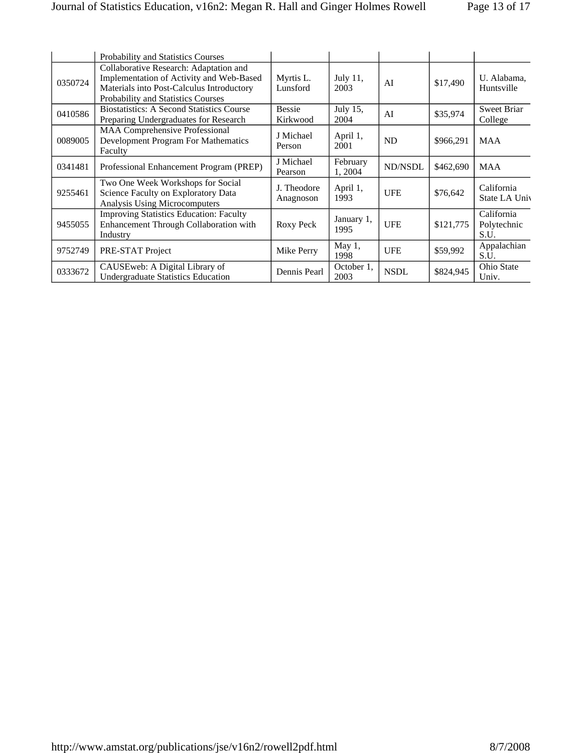| | Probability and Statistics Courses | | | | | |
|---|---|---|---|---|---|---|
| 0350724 | Collaborative Research: Adaptation and Implementation of Activity and Web-Based Materials into Post-Calculus Introductory Probability and Statistics Courses | Myrtis L. Lunsford | July 11, 2003 | AI | $17,490 | U. Alabama, Huntsville |
| 0410586 | Biostatistics: A Second Statistics Course Preparing Undergraduates for Research | Bessie Kirkwood | July 15, 2004 | AI | $35,974 | Sweet Briar College |
| 0089005 | MAA Comprehensive Professional Development Program For Mathematics Faculty | J Michael Person | April 1, 2001 | ND | $966,291 | MAA |
| 0341481 | Professional Enhancement Program (PREP) | J Michael Pearson | February 1, 2004 | ND/NSDL | $462,690 | MAA |
| 9255461 | Two One Week Workshops for Social Science Faculty on Exploratory Data Analysis Using Microcomputers | J. Theodore Anagnoson | April 1, 1993 | UFE | $76,642 | California State LA Univ |
| 9455055 | Improving Statistics Education: Faculty Enhancement Through Collaboration with Industry | Roxy Peck | January 1, 1995 | UFE | $121,775 | California Polytechnic S.U. |
| 9752749 | PRE-STAT Project | Mike Perry | May 1, 1998 | UFE | $59,992 | Appalachian S.U. |
| 0333672 | CAUSEweb: A Digital Library of Undergraduate Statistics Education | Dennis Pearl | October 1, 2003 | NSDL | $824,945 | Ohio State Univ. |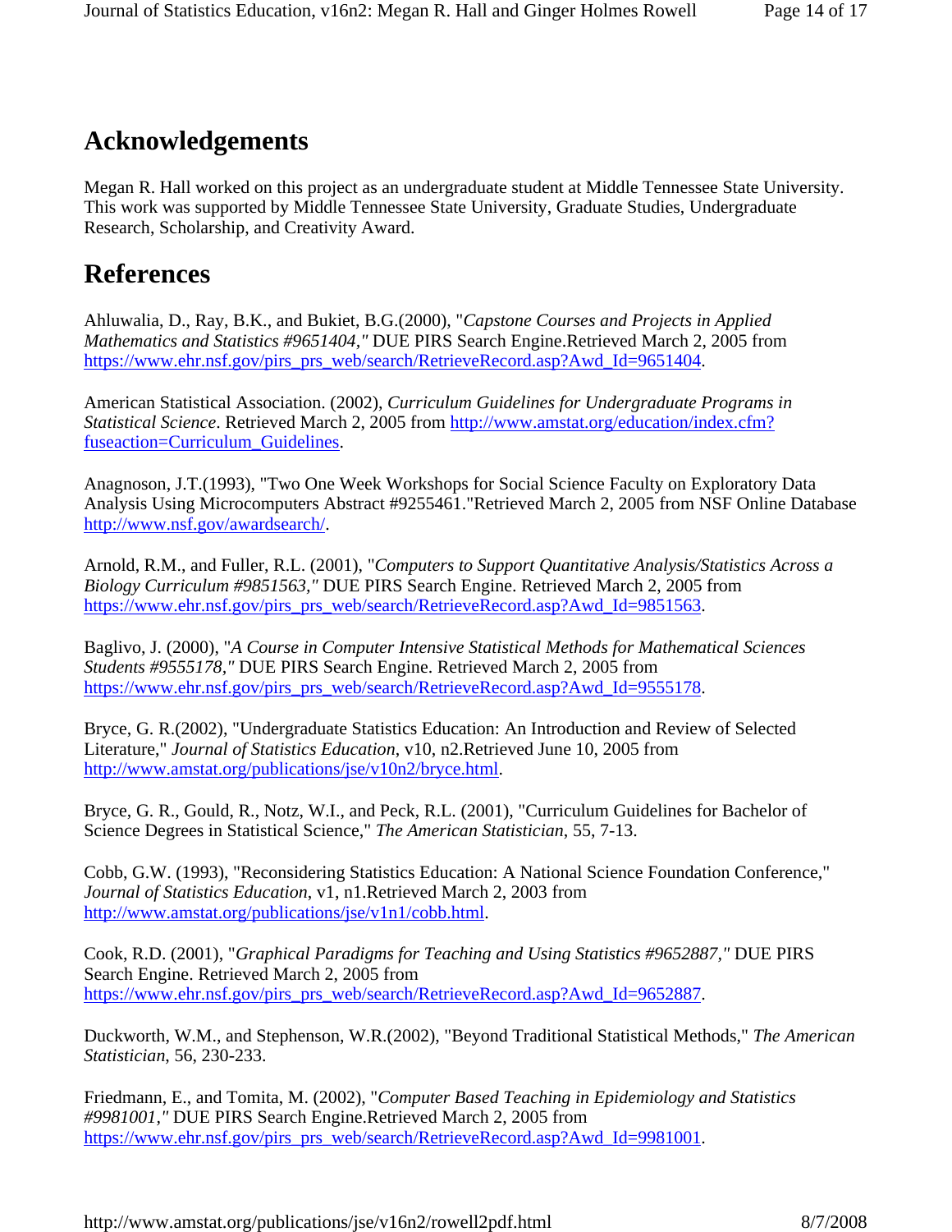## Acknowledgements

Megan R. Hall worked on this project as an undergraduate student at Middle Tennessee State University. This work was supported by Middle Tennessee State University, Graduate Studies, Undergraduate Research, Scholarship, and Creativity Award.

## References

Ahluwalia, D., Ray, B.K., and Bukiet, B.G.(2000), "*Capstone Courses and Projects in Applied Mathematics and Statistics #9651404,"* DUE PIRS Search Engine.Retrieved March 2, 2005 from https://www.ehr.nsf.gov/pirs_prs_web/search/RetrieveRecord.asp?Awd_Id=9651404.

American Statistical Association. (2002), *Curriculum Guidelines for Undergraduate Programs in Statistical Science*. Retrieved March 2, 2005 from http://www.amstat.org/education/index.cfm?fuseaction=Curriculum_Guidelines.

Anagnoson, J.T.(1993), "Two One Week Workshops for Social Science Faculty on Exploratory Data Analysis Using Microcomputers Abstract #9255461."Retrieved March 2, 2005 from NSF Online Database http://www.nsf.gov/awardsearch/.

Arnold, R.M., and Fuller, R.L. (2001), "*Computers to Support Quantitative Analysis/Statistics Across a Biology Curriculum #9851563,"* DUE PIRS Search Engine. Retrieved March 2, 2005 from https://www.ehr.nsf.gov/pirs_prs_web/search/RetrieveRecord.asp?Awd_Id=9851563.

Baglivo, J. (2000), "*A Course in Computer Intensive Statistical Methods for Mathematical Sciences Students #9555178,"* DUE PIRS Search Engine. Retrieved March 2, 2005 from https://www.ehr.nsf.gov/pirs_prs_web/search/RetrieveRecord.asp?Awd_Id=9555178.

Bryce, G. R.(2002), "Undergraduate Statistics Education: An Introduction and Review of Selected Literature," *Journal of Statistics Education*, v10, n2.Retrieved June 10, 2005 from http://www.amstat.org/publications/jse/v10n2/bryce.html.

Bryce, G. R., Gould, R., Notz, W.I., and Peck, R.L. (2001), "Curriculum Guidelines for Bachelor of Science Degrees in Statistical Science," *The American Statistician*, 55, 7-13.

Cobb, G.W. (1993), "Reconsidering Statistics Education: A National Science Foundation Conference," *Journal of Statistics Education*, v1, n1.Retrieved March 2, 2003 from http://www.amstat.org/publications/jse/v1n1/cobb.html.

Cook, R.D. (2001), "*Graphical Paradigms for Teaching and Using Statistics #9652887,"* DUE PIRS Search Engine. Retrieved March 2, 2005 from https://www.ehr.nsf.gov/pirs_prs_web/search/RetrieveRecord.asp?Awd_Id=9652887.

Duckworth, W.M., and Stephenson, W.R.(2002), "Beyond Traditional Statistical Methods," *The American Statistician*, 56, 230-233.

Friedmann, E., and Tomita, M. (2002), "*Computer Based Teaching in Epidemiology and Statistics #9981001,"* DUE PIRS Search Engine.Retrieved March 2, 2005 from https://www.ehr.nsf.gov/pirs_prs_web/search/RetrieveRecord.asp?Awd_Id=9981001.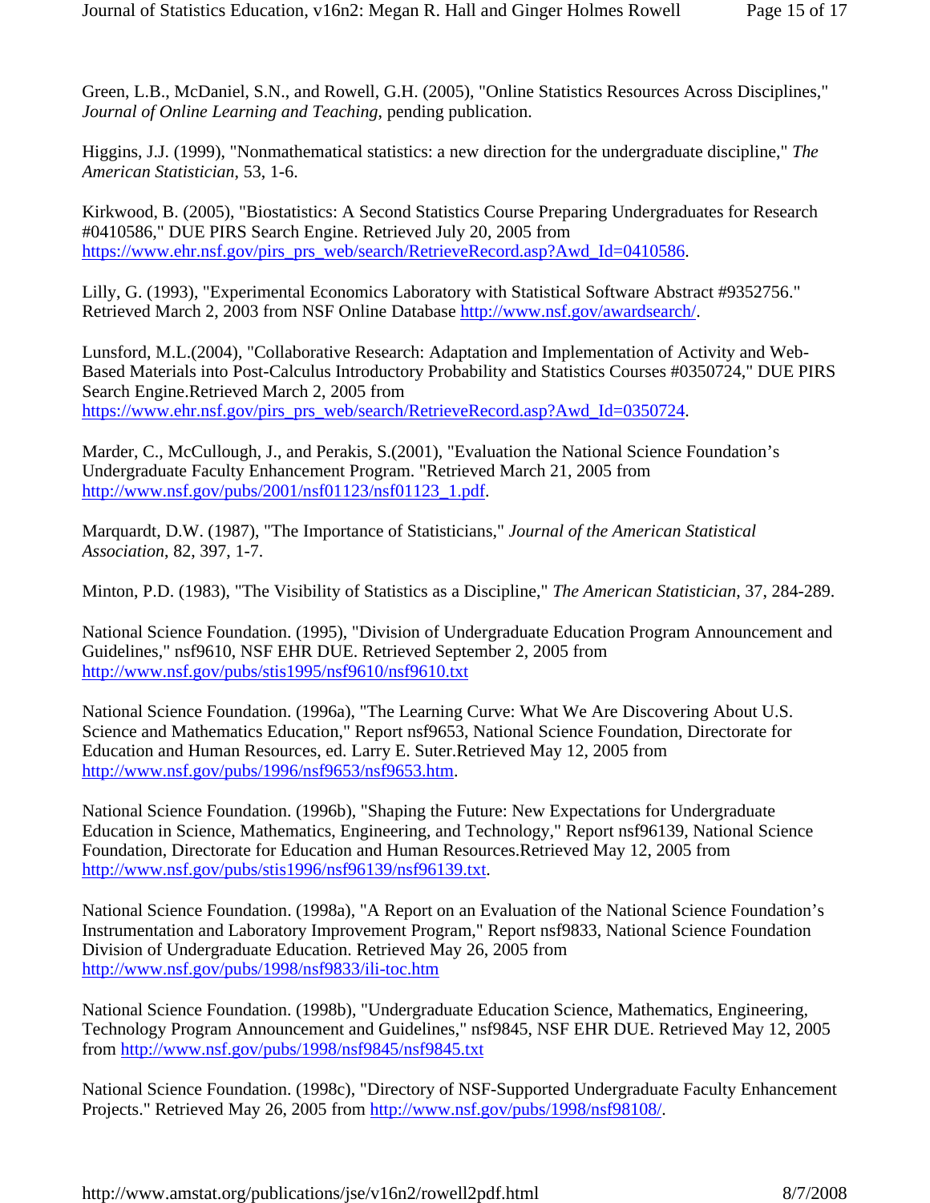Green, L.B., McDaniel, S.N., and Rowell, G.H. (2005), "Online Statistics Resources Across Disciplines," *Journal of Online Learning and Teaching*, pending publication.

Higgins, J.J. (1999), "Nonmathematical statistics: a new direction for the undergraduate discipline," *The American Statistician*, 53, 1-6.

Kirkwood, B. (2005), "Biostatistics: A Second Statistics Course Preparing Undergraduates for Research #0410586," DUE PIRS Search Engine. Retrieved July 20, 2005 from https://www.ehr.nsf.gov/pirs_prs_web/search/RetrieveRecord.asp?Awd_Id=0410586.

Lilly, G. (1993), "Experimental Economics Laboratory with Statistical Software Abstract #9352756." Retrieved March 2, 2003 from NSF Online Database http://www.nsf.gov/awardsearch/.

Lunsford, M.L.(2004), "Collaborative Research: Adaptation and Implementation of Activity and Web-Based Materials into Post-Calculus Introductory Probability and Statistics Courses #0350724," DUE PIRS Search Engine.Retrieved March 2, 2005 from https://www.ehr.nsf.gov/pirs_prs_web/search/RetrieveRecord.asp?Awd_Id=0350724.

Marder, C., McCullough, J., and Perakis, S.(2001), "Evaluation the National Science Foundation's Undergraduate Faculty Enhancement Program. "Retrieved March 21, 2005 from http://www.nsf.gov/pubs/2001/nsf01123/nsf01123_1.pdf.

Marquardt, D.W. (1987), "The Importance of Statisticians," *Journal of the American Statistical Association*, 82, 397, 1-7.

Minton, P.D. (1983), "The Visibility of Statistics as a Discipline," *The American Statistician*, 37, 284-289.

National Science Foundation. (1995), "Division of Undergraduate Education Program Announcement and Guidelines," nsf9610, NSF EHR DUE. Retrieved September 2, 2005 from http://www.nsf.gov/pubs/stis1995/nsf9610/nsf9610.txt

National Science Foundation. (1996a), "The Learning Curve: What We Are Discovering About U.S. Science and Mathematics Education," Report nsf9653, National Science Foundation, Directorate for Education and Human Resources, ed. Larry E. Suter.Retrieved May 12, 2005 from http://www.nsf.gov/pubs/1996/nsf9653/nsf9653.htm.

National Science Foundation. (1996b), "Shaping the Future: New Expectations for Undergraduate Education in Science, Mathematics, Engineering, and Technology," Report nsf96139, National Science Foundation, Directorate for Education and Human Resources.Retrieved May 12, 2005 from http://www.nsf.gov/pubs/stis1996/nsf96139/nsf96139.txt.

National Science Foundation. (1998a), "A Report on an Evaluation of the National Science Foundation's Instrumentation and Laboratory Improvement Program," Report nsf9833, National Science Foundation Division of Undergraduate Education. Retrieved May 26, 2005 from http://www.nsf.gov/pubs/1998/nsf9833/ili-toc.htm

National Science Foundation. (1998b), "Undergraduate Education Science, Mathematics, Engineering, Technology Program Announcement and Guidelines," nsf9845, NSF EHR DUE. Retrieved May 12, 2005 from http://www.nsf.gov/pubs/1998/nsf9845/nsf9845.txt

National Science Foundation. (1998c), "Directory of NSF-Supported Undergraduate Faculty Enhancement Projects." Retrieved May 26, 2005 from http://www.nsf.gov/pubs/1998/nsf98108/.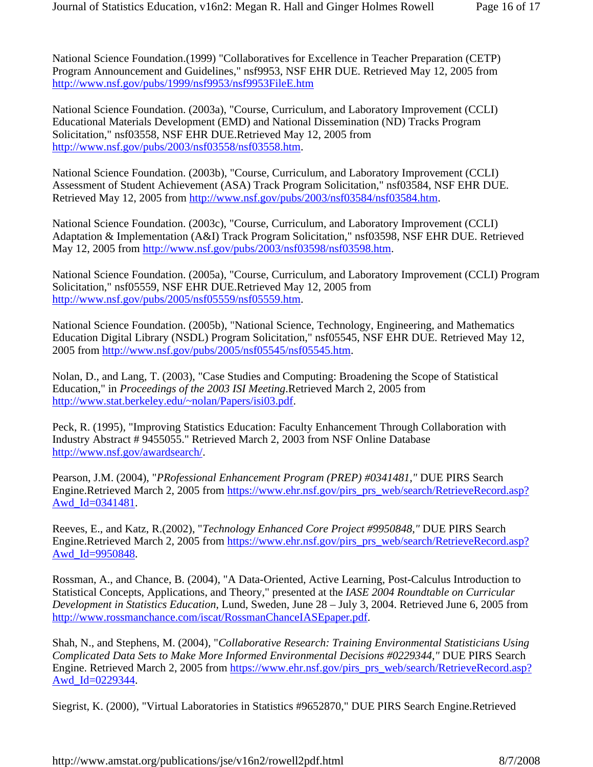National Science Foundation.(1999) "Collaboratives for Excellence in Teacher Preparation (CETP) Program Announcement and Guidelines," nsf9953, NSF EHR DUE. Retrieved May 12, 2005 from http://www.nsf.gov/pubs/1999/nsf9953/nsf9953FileE.htm

National Science Foundation. (2003a), "Course, Curriculum, and Laboratory Improvement (CCLI) Educational Materials Development (EMD) and National Dissemination (ND) Tracks Program Solicitation," nsf03558, NSF EHR DUE.Retrieved May 12, 2005 from http://www.nsf.gov/pubs/2003/nsf03558/nsf03558.htm.

National Science Foundation. (2003b), "Course, Curriculum, and Laboratory Improvement (CCLI) Assessment of Student Achievement (ASA) Track Program Solicitation," nsf03584, NSF EHR DUE. Retrieved May 12, 2005 from http://www.nsf.gov/pubs/2003/nsf03584/nsf03584.htm.

National Science Foundation. (2003c), "Course, Curriculum, and Laboratory Improvement (CCLI) Adaptation & Implementation (A&I) Track Program Solicitation," nsf03598, NSF EHR DUE. Retrieved May 12, 2005 from http://www.nsf.gov/pubs/2003/nsf03598/nsf03598.htm.

National Science Foundation. (2005a), "Course, Curriculum, and Laboratory Improvement (CCLI) Program Solicitation," nsf05559, NSF EHR DUE.Retrieved May 12, 2005 from http://www.nsf.gov/pubs/2005/nsf05559/nsf05559.htm.

National Science Foundation. (2005b), "National Science, Technology, Engineering, and Mathematics Education Digital Library (NSDL) Program Solicitation," nsf05545, NSF EHR DUE. Retrieved May 12, 2005 from http://www.nsf.gov/pubs/2005/nsf05545/nsf05545.htm.

Nolan, D., and Lang, T. (2003), "Case Studies and Computing: Broadening the Scope of Statistical Education," in *Proceedings of the 2003 ISI Meeting*.Retrieved March 2, 2005 from http://www.stat.berkeley.edu/~nolan/Papers/isi03.pdf.

Peck, R. (1995), "Improving Statistics Education: Faculty Enhancement Through Collaboration with Industry Abstract # 9455055." Retrieved March 2, 2003 from NSF Online Database http://www.nsf.gov/awardsearch/.

Pearson, J.M. (2004), "*PRofessional Enhancement Program (PREP) #0341481,"* DUE PIRS Search Engine.Retrieved March 2, 2005 from https://www.ehr.nsf.gov/pirs_prs_web/search/RetrieveRecord.asp?Awd_Id=0341481.

Reeves, E., and Katz, R.(2002), "*Technology Enhanced Core Project #9950848,"* DUE PIRS Search Engine.Retrieved March 2, 2005 from https://www.ehr.nsf.gov/pirs_prs_web/search/RetrieveRecord.asp?Awd_Id=9950848.

Rossman, A., and Chance, B. (2004), "A Data-Oriented, Active Learning, Post-Calculus Introduction to Statistical Concepts, Applications, and Theory," presented at the *IASE 2004 Roundtable on Curricular Development in Statistics Education*, Lund, Sweden, June 28 – July 3, 2004. Retrieved June 6, 2005 from http://www.rossmanchance.com/iscat/RossmanChanceIASEpaper.pdf.

Shah, N., and Stephens, M. (2004), "*Collaborative Research: Training Environmental Statisticians Using Complicated Data Sets to Make More Informed Environmental Decisions #0229344,"* DUE PIRS Search Engine. Retrieved March 2, 2005 from https://www.ehr.nsf.gov/pirs_prs_web/search/RetrieveRecord.asp?Awd_Id=0229344.

Siegrist, K. (2000), "Virtual Laboratories in Statistics #9652870," DUE PIRS Search Engine.Retrieved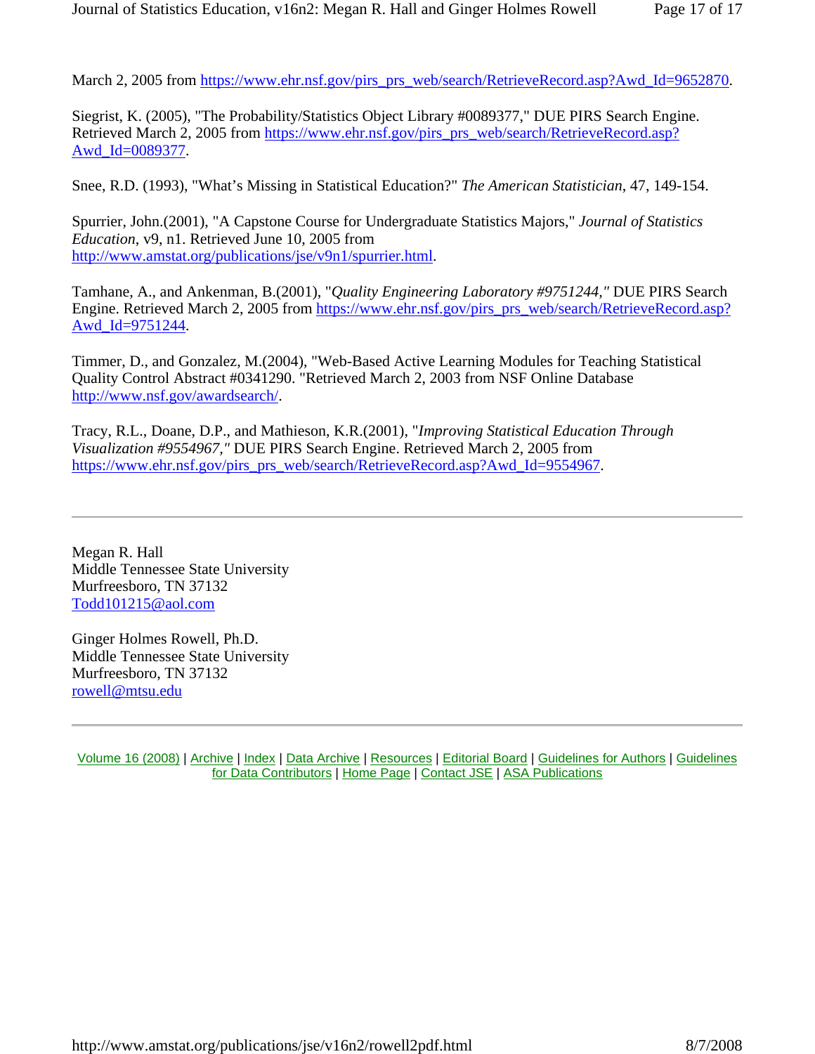March 2, 2005 from https://www.ehr.nsf.gov/pirs_prs_web/search/RetrieveRecord.asp?Awd_Id=9652870.

Siegrist, K. (2005), "The Probability/Statistics Object Library #0089377," DUE PIRS Search Engine. Retrieved March 2, 2005 from https://www.ehr.nsf.gov/pirs_prs_web/search/RetrieveRecord.asp?Awd_Id=0089377.

Snee, R.D. (1993), "What's Missing in Statistical Education?" *The American Statistician*, 47, 149-154.

Spurrier, John.(2001), "A Capstone Course for Undergraduate Statistics Majors," *Journal of Statistics Education*, v9, n1. Retrieved June 10, 2005 from http://www.amstat.org/publications/jse/v9n1/spurrier.html.

Tamhane, A., and Ankenman, B.(2001), "*Quality Engineering Laboratory #9751244,"* DUE PIRS Search Engine. Retrieved March 2, 2005 from https://www.ehr.nsf.gov/pirs_prs_web/search/RetrieveRecord.asp?Awd_Id=9751244.

Timmer, D., and Gonzalez, M.(2004), "Web-Based Active Learning Modules for Teaching Statistical Quality Control Abstract #0341290. "Retrieved March 2, 2003 from NSF Online Database http://www.nsf.gov/awardsearch/.

Tracy, R.L., Doane, D.P., and Mathieson, K.R.(2001), "*Improving Statistical Education Through Visualization #9554967,"* DUE PIRS Search Engine. Retrieved March 2, 2005 from https://www.ehr.nsf.gov/pirs_prs_web/search/RetrieveRecord.asp?Awd_Id=9554967.

---

Megan R. Hall
Middle Tennessee State University
Murfreesboro, TN 37132
Todd101215@aol.com

Ginger Holmes Rowell, Ph.D.
Middle Tennessee State University
Murfreesboro, TN 37132
rowell@mtsu.edu

---

Volume 16 (2008) | Archive | Index | Data Archive | Resources | Editorial Board | Guidelines for Authors | Guidelines for Data Contributors | Home Page | Contact JSE | ASA Publications